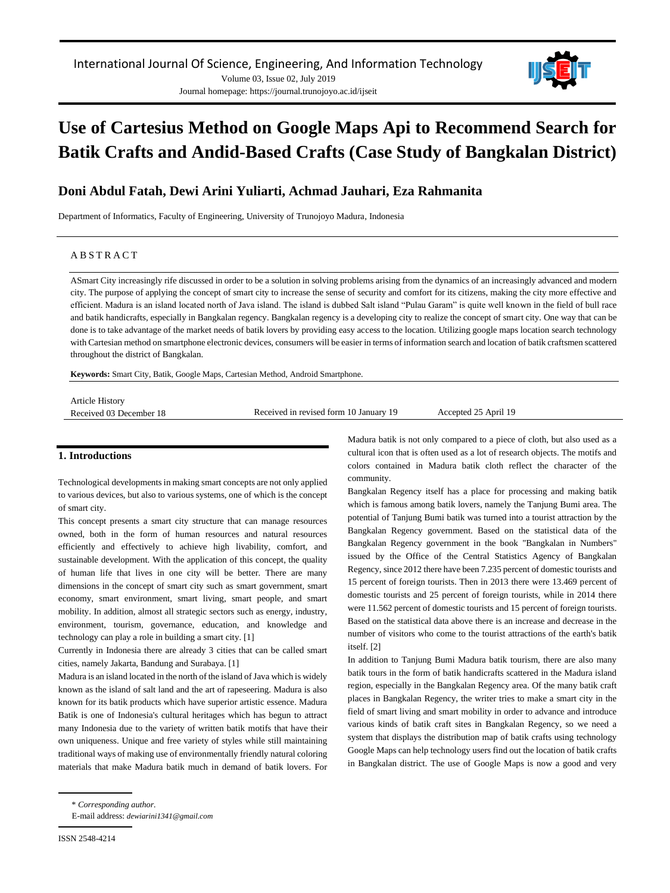International Journal Of Science, Engineering, And Information Technology

Volume 03, Issue 02, July 2019

Journal homepage: https://journal.trunojoyo.ac.id/ijseit

# Use of Cartesius Method on Google Maps Api to Recommend Search for Batik Crafts and Andid-Based Crafts (Case Study of Bangkalan District)

## Doni Abdul Fatah, Dewi Arini Yuliarti, Achmad Jauhari, Eza Rahmanita

Department of Informatics, Faculty of Engineering, University of Trunojoyo Madura, Indonesia

## ABSTRACT

ASmart City increasingly rife discussed in order to be a solution in solving problems arising from the dynamics of an increasingly advanced and modern city. The purpose of applying the concept of smart city to increase the sense of security and comfort for its citizens, making the city more effective and efficient. Madura is an island located north of Java island. The island is dubbed Salt island "Pulau Garam" is quite well known in the field of bull race and batik handicrafts, especially in Bangkalan regency. Bangkalan regency is a developing city to realize the concept of smart city. One way that can be done is to take advantage of the market needs of batik lovers by providing easy access to the location. Utilizing google maps location search technology with Cartesian method on smartphone electronic devices, consumers will be easier in terms of information search and location of batik craftsmen scattered throughout the district of Bangkalan.

**Keywords:** Smart City, Batik, Google Maps, Cartesian Method, Android Smartphone.

Article History

Received 03 December 18 | Received in revised form 10 January 19 | Accepted 25 April 19

## 1. Introductions

Technological developments in making smart concepts are not only applied to various devices, but also to various systems, one of which is the concept of smart city.

This concept presents a smart city structure that can manage resources owned, both in the form of human resources and natural resources efficiently and effectively to achieve high livability, comfort, and sustainable development. With the application of this concept, the quality of human life that lives in one city will be better. There are many dimensions in the concept of smart city such as smart government, smart economy, smart environment, smart living, smart people, and smart mobility. In addition, almost all strategic sectors such as energy, industry, environment, tourism, governance, education, and knowledge and technology can play a role in building a smart city. [1]

Currently in Indonesia there are already 3 cities that can be called smart cities, namely Jakarta, Bandung and Surabaya. [1]

Madura is an island located in the north of the island of Java which is widely known as the island of salt land and the art of rapeseering. Madura is also known for its batik products which have superior artistic essence. Madura Batik is one of Indonesia's cultural heritages which has begun to attract many Indonesia due to the variety of written batik motifs that have their own uniqueness. Unique and free variety of styles while still maintaining traditional ways of making use of environmentally friendly natural coloring materials that make Madura batik much in demand of batik lovers. For Madura batik is not only compared to a piece of cloth, but also used as a cultural icon that is often used as a lot of research objects. The motifs and colors contained in Madura batik cloth reflect the character of the community.

Bangkalan Regency itself has a place for processing and making batik which is famous among batik lovers, namely the Tanjung Bumi area. The potential of Tanjung Bumi batik was turned into a tourist attraction by the Bangkalan Regency government. Based on the statistical data of the Bangkalan Regency government in the book "Bangkalan in Numbers" issued by the Office of the Central Statistics Agency of Bangkalan Regency, since 2012 there have been 7.235 percent of domestic tourists and 15 percent of foreign tourists. Then in 2013 there were 13.469 percent of domestic tourists and 25 percent of foreign tourists, while in 2014 there were 11.562 percent of domestic tourists and 15 percent of foreign tourists. Based on the statistical data above there is an increase and decrease in the number of visitors who come to the tourist attractions of the earth's batik itself. [2]

In addition to Tanjung Bumi Madura batik tourism, there are also many batik tours in the form of batik handicrafts scattered in the Madura island region, especially in the Bangkalan Regency area. Of the many batik craft places in Bangkalan Regency, the writer tries to make a smart city in the field of smart living and smart mobility in order to advance and introduce various kinds of batik craft sites in Bangkalan Regency, so we need a system that displays the distribution map of batik crafts using technology Google Maps can help technology users find out the location of batik crafts in Bangkalan district. The use of Google Maps is now a good and very

\* *Corresponding author.*

E-mail address: *dewiarini1341@gmail.com*

ISSN 2548-4214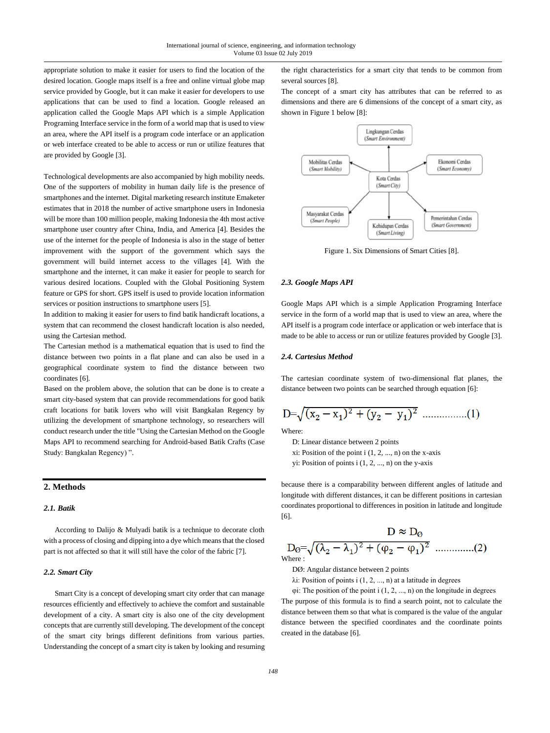appropriate solution to make it easier for users to find the location of the desired location. Google maps itself is a free and online virtual globe map service provided by Google, but it can make it easier for developers to use applications that can be used to find a location. Google released an application called the Google Maps API which is a simple Application Programing Interface service in the form of a world map that is used to view an area, where the API itself is a program code interface or an application or web interface created to be able to access or run or utilize features that are provided by Google [3].

Technological developments are also accompanied by high mobility needs. One of the supporters of mobility in human daily life is the presence of smartphones and the internet. Digital marketing research institute Emaketer estimates that in 2018 the number of active smartphone users in Indonesia will be more than 100 million people, making Indonesia the 4th most active smartphone user country after China, India, and America [4]. Besides the use of the internet for the people of Indonesia is also in the stage of better improvement with the support of the government which says the government will build internet access to the villages [4]. With the smartphone and the internet, it can make it easier for people to search for various desired locations. Coupled with the Global Positioning System feature or GPS for short. GPS itself is used to provide location information services or position instructions to smartphone users [5].

In addition to making it easier for users to find batik handicraft locations, a system that can recommend the closest handicraft location is also needed, using the Cartesian method.

The Cartesian method is a mathematical equation that is used to find the distance between two points in a flat plane and can also be used in a geographical coordinate system to find the distance between two coordinates [6].

Based on the problem above, the solution that can be done is to create a smart city-based system that can provide recommendations for good batik craft locations for batik lovers who will visit Bangkalan Regency by utilizing the development of smartphone technology, so researchers will conduct research under the title "Using the Cartesian Method on the Google Maps API to recommend searching for Android-based Batik Crafts (Case Study: Bangkalan Regency) ".

## 2. Methods

### *2.1. Batik*

According to Dalijo & Mulyadi batik is a technique to decorate cloth with a process of closing and dipping into a dye which means that the closed part is not affected so that it will still have the color of the fabric [7].

### *2.2. Smart City*

Smart City is a concept of developing smart city order that can manage resources efficiently and effectively to achieve the comfort and sustainable development of a city. A smart city is also one of the city development concepts that are currently still developing. The development of the concept of the smart city brings different definitions from various parties. Understanding the concept of a smart city is taken by looking and resuming the right characteristics for a smart city that tends to be common from several sources [8].

The concept of a smart city has attributes that can be referred to as dimensions and there are 6 dimensions of the concept of a smart city, as shown in Figure 1 below [8]:

Figure 1. Six Dimensions of Smart Cities [8].

### *2.3. Google Maps API*

Google Maps API which is a simple Application Programing Interface service in the form of a world map that is used to view an area, where the API itself is a program code interface or application or web interface that is made to be able to access or run or utilize features provided by Google [3].

### *2.4. Cartesius Method*

The cartesian coordinate system of two-dimensional flat planes, the distance between two points can be searched through equation [6]:

$$D=\sqrt{(x_2-x_1)^2+(y_2-y_1)^2} \quad \text{................(1)}$$

Where:

- D: Linear distance between 2 points
- xi: Position of the point i (1, 2, ..., n) on the x-axis
- yi: Position of points i (1, 2, ..., n) on the y-axis

because there is a comparability between different angles of latitude and longitude with different distances, it can be different positions in cartesian coordinates proportional to differences in position in latitude and longitude [6].

$$D \approx D_{\varnothing}$$

$$D_{\varnothing}=\sqrt{(\lambda_2-\lambda_1)^2+(\varphi_2-\varphi_1)^2} \quad \text{..............(2)}$$

Where :

- DØ: Angular distance between 2 points
- λi: Position of points i (1, 2, ..., n) at a latitude in degrees
- φi: The position of the point i (1, 2, ..., n) on the longitude in degrees

The purpose of this formula is to find a search point, not to calculate the distance between them so that what is compared is the value of the angular distance between the specified coordinates and the coordinate points created in the database [6].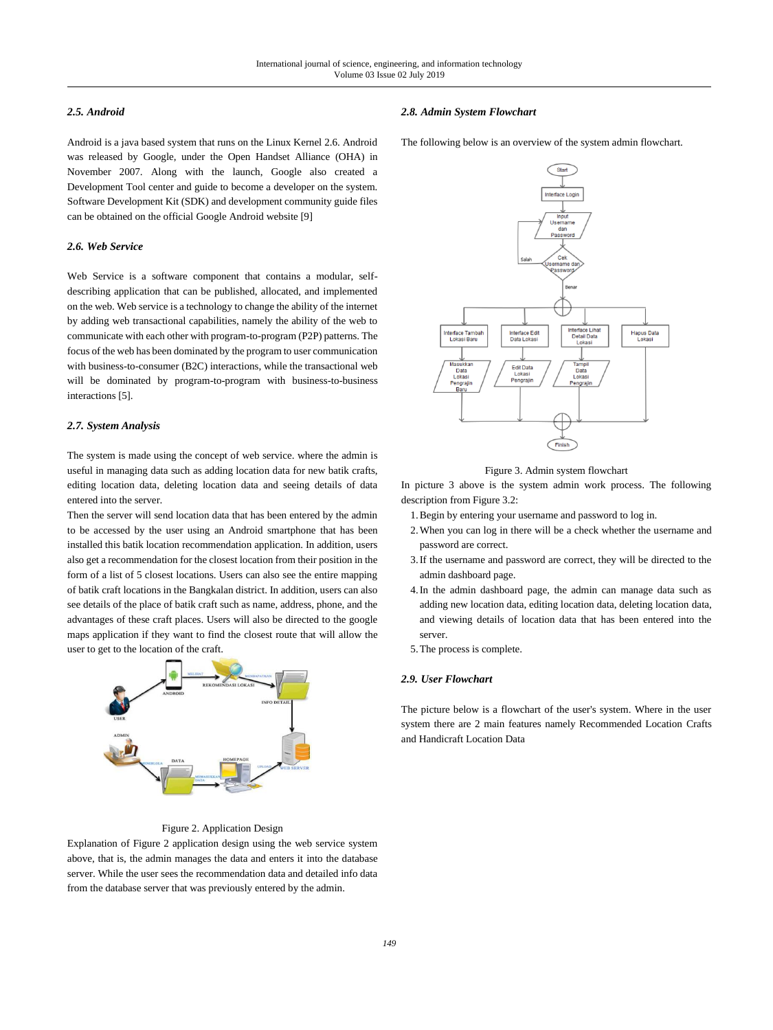### 2.5. Android

Android is a java based system that runs on the Linux Kernel 2.6. Android was released by Google, under the Open Handset Alliance (OHA) in November 2007. Along with the launch, Google also created a Development Tool center and guide to become a developer on the system. Software Development Kit (SDK) and development community guide files can be obtained on the official Google Android website [9]

### 2.6. Web Service

Web Service is a software component that contains a modular, self-describing application that can be published, allocated, and implemented on the web. Web service is a technology to change the ability of the internet by adding web transactional capabilities, namely the ability of the web to communicate with each other with program-to-program (P2P) patterns. The focus of the web has been dominated by the program to user communication with business-to-consumer (B2C) interactions, while the transactional web will be dominated by program-to-program with business-to-business interactions [5].

### 2.7. System Analysis

The system is made using the concept of web service. where the admin is useful in managing data such as adding location data for new batik crafts, editing location data, deleting location data and seeing details of data entered into the server.

Then the server will send location data that has been entered by the admin to be accessed by the user using an Android smartphone that has been installed this batik location recommendation application. In addition, users also get a recommendation for the closest location from their position in the form of a list of 5 closest locations. Users can also see the entire mapping of batik craft locations in the Bangkalan district. In addition, users can also see details of the place of batik craft such as name, address, phone, and the advantages of these craft places. Users will also be directed to the google maps application if they want to find the closest route that will allow the user to get to the location of the craft.

Figure 2. Application Design

Explanation of Figure 2 application design using the web service system above, that is, the admin manages the data and enters it into the database server. While the user sees the recommendation data and detailed info data from the database server that was previously entered by the admin.

### 2.8. Admin System Flowchart

The following below is an overview of the system admin flowchart.

Figure 3. Admin system flowchart

In picture 3 above is the system admin work process. The following description from Figure 3.2:

1. Begin by entering your username and password to log in.
2. When you can log in there will be a check whether the username and password are correct.
3. If the username and password are correct, they will be directed to the admin dashboard page.
4. In the admin dashboard page, the admin can manage data such as adding new location data, editing location data, deleting location data, and viewing details of location data that has been entered into the server.
5. The process is complete.

### 2.9. User Flowchart

The picture below is a flowchart of the user's system. Where in the user system there are 2 main features namely Recommended Location Crafts and Handicraft Location Data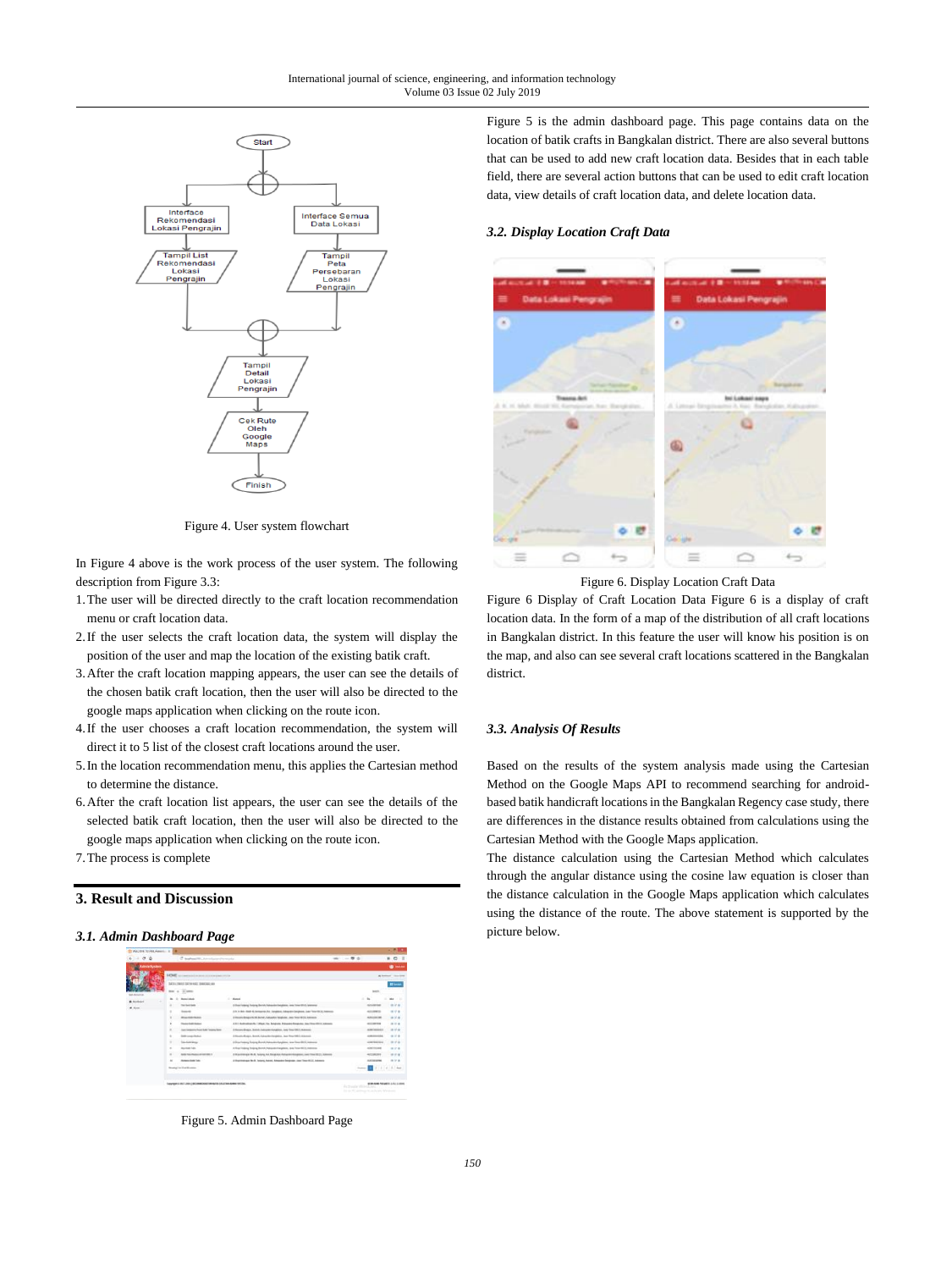Figure 4. User system flowchart

In Figure 4 above is the work process of the user system. The following description from Figure 3.3:

1. The user will be directed directly to the craft location recommendation menu or craft location data.
2. If the user selects the craft location data, the system will display the position of the user and map the location of the existing batik craft.
3. After the craft location mapping appears, the user can see the details of the chosen batik craft location, then the user will also be directed to the google maps application when clicking on the route icon.
4. If the user chooses a craft location recommendation, the system will direct it to 5 list of the closest craft locations around the user.
5. In the location recommendation menu, this applies the Cartesian method to determine the distance.
6. After the craft location list appears, the user can see the details of the selected batik craft location, then the user will also be directed to the google maps application when clicking on the route icon.
7. The process is complete

## 3. Result and Discussion

### *3.1. Admin Dashboard Page*

Figure 5. Admin Dashboard Page

Figure 5 is the admin dashboard page. This page contains data on the location of batik crafts in Bangkalan district. There are also several buttons that can be used to add new craft location data. Besides that in each table field, there are several action buttons that can be used to edit craft location data, view details of craft location data, and delete location data.

### *3.2. Display Location Craft Data*

Figure 6. Display Location Craft Data

Figure 6 Display of Craft Location Data Figure 6 is a display of craft location data. In the form of a map of the distribution of all craft locations in Bangkalan district. In this feature the user will know his position is on the map, and also can see several craft locations scattered in the Bangkalan district.

### *3.3. Analysis Of Results*

Based on the results of the system analysis made using the Cartesian Method on the Google Maps API to recommend searching for android-based batik handicraft locations in the Bangkalan Regency case study, there are differences in the distance results obtained from calculations using the Cartesian Method with the Google Maps application.

The distance calculation using the Cartesian Method which calculates through the angular distance using the cosine law equation is closer than the distance calculation in the Google Maps application which calculates using the distance of the route. The above statement is supported by the picture below.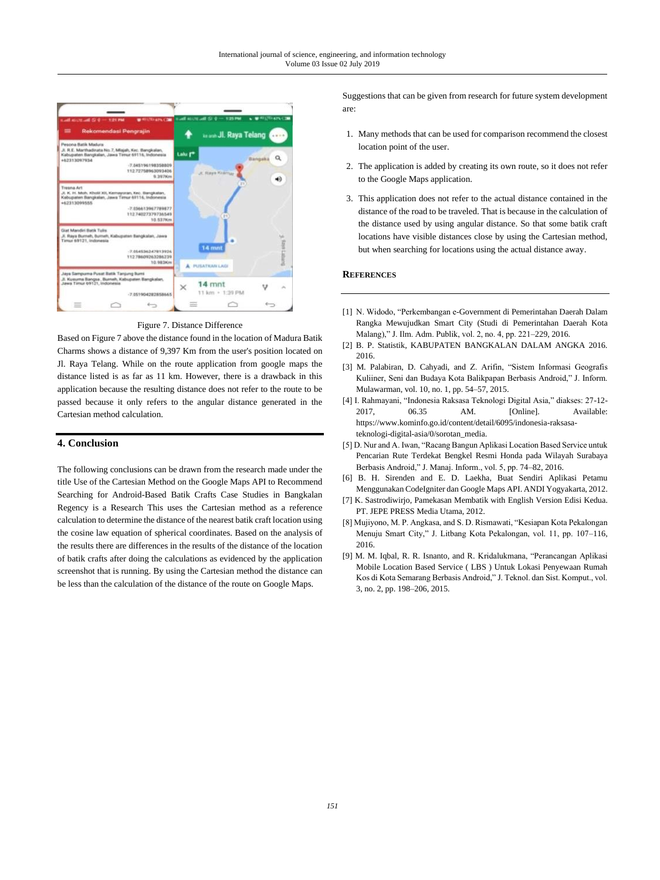Figure 7. Distance Difference

Based on Figure 7 above the distance found in the location of Madura Batik Charms shows a distance of 9,397 Km from the user's position located on Jl. Raya Telang. While on the route application from google maps the distance listed is as far as 11 km. However, there is a drawback in this application because the resulting distance does not refer to the route to be passed because it only refers to the angular distance generated in the Cartesian method calculation.

## 4. Conclusion

The following conclusions can be drawn from the research made under the title Use of the Cartesian Method on the Google Maps API to Recommend Searching for Android-Based Batik Crafts Case Studies in Bangkalan Regency is a Research This uses the Cartesian method as a reference calculation to determine the distance of the nearest batik craft location using the cosine law equation of spherical coordinates. Based on the analysis of the results there are differences in the results of the distance of the location of batik crafts after doing the calculations as evidenced by the application screenshot that is running. By using the Cartesian method the distance can be less than the calculation of the distance of the route on Google Maps.

Suggestions that can be given from research for future system development are:

1. Many methods that can be used for comparison recommend the closest location point of the user.
2. The application is added by creating its own route, so it does not refer to the Google Maps application.
3. This application does not refer to the actual distance contained in the distance of the road to be traveled. That is because in the calculation of the distance used by using angular distance. So that some batik craft locations have visible distances close by using the Cartesian method, but when searching for locations using the actual distance away.

## References

[1] N. Widodo, "Perkembangan e-Government di Pemerintahan Daerah Dalam Rangka Mewujudkan Smart City (Studi di Pemerintahan Daerah Kota Malang)," J. Ilm. Adm. Publik, vol. 2, no. 4, pp. 221–229, 2016.

[2] B. P. Statistik, KABUPATEN BANGKALAN DALAM ANGKA 2016. 2016.

[3] M. Palabiran, D. Cahyadi, and Z. Arifin, "Sistem Informasi Geografis Kuliiner, Seni dan Budaya Kota Balikpapan Berbasis Android," J. Inform. Mulawarman, vol. 10, no. 1, pp. 54–57, 2015.

[4] I. Rahmayani, "Indonesia Raksasa Teknologi Digital Asia," diakses: 27-12-2017, 06.35 AM. [Online]. Available: https://www.kominfo.go.id/content/detail/6095/indonesia-raksasa-teknologi-digital-asia/0/sorotan_media.

[5] D. Nur and A. Iwan, "Racang Bangun Aplikasi Location Based Service untuk Pencarian Rute Terdekat Bengkel Resmi Honda pada Wilayah Surabaya Berbasis Android," J. Manaj. Inform., vol. 5, pp. 74–82, 2016.

[6] B. H. Sirenden and E. D. Laekha, Buat Sendiri Aplikasi Petamu Menggunakan CodeIgniter dan Google Maps API. ANDI Yogyakarta, 2012.

[7] K. Sastrodiwirjo, Pamekasan Membatik with English Version Edisi Kedua. PT. JEPE PRESS Media Utama, 2012.

[8] Mujiyono, M. P. Angkasa, and S. D. Rismawati, "Kesiapan Kota Pekalongan Menuju Smart City," J. Litbang Kota Pekalongan, vol. 11, pp. 107–116, 2016.

[9] M. M. Iqbal, R. R. Isnanto, and R. Kridalukmana, "Perancangan Aplikasi Mobile Location Based Service ( LBS ) Untuk Lokasi Penyewaan Rumah Kos di Kota Semarang Berbasis Android," J. Teknol. dan Sist. Komput., vol. 3, no. 2, pp. 198–206, 2015.